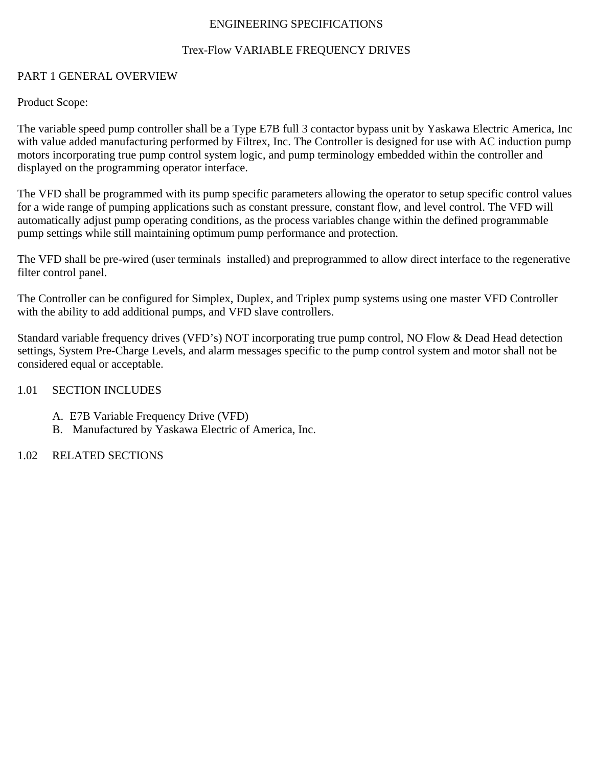# ENGINEERING SPECIFICATIONS

## Trex-Flow VARIABLE FREQUENCY DRIVES

## PART 1 GENERAL OVERVIEW

Product Scope:

The variable speed pump controller shall be a Type E7B full 3 contactor bypass unit by Yaskawa Electric America, Inc with value added manufacturing performed by Filtrex, Inc. The Controller is designed for use with AC induction pump motors incorporating true pump control system logic, and pump terminology embedded within the controller and displayed on the programming operator interface.

The VFD shall be programmed with its pump specific parameters allowing the operator to setup specific control values for a wide range of pumping applications such as constant pressure, constant flow, and level control. The VFD will automatically adjust pump operating conditions, as the process variables change within the defined programmable pump settings while still maintaining optimum pump performance and protection.

The VFD shall be pre-wired (user terminals installed) and preprogrammed to allow direct interface to the regenerative filter control panel.

The Controller can be configured for Simplex, Duplex, and Triplex pump systems using one master VFD Controller with the ability to add additional pumps, and VFD slave controllers.

Standard variable frequency drives (VFD's) NOT incorporating true pump control, NO Flow & Dead Head detection settings, System Pre-Charge Levels, and alarm messages specific to the pump control system and motor shall not be considered equal or acceptable.

### 1.01 SECTION INCLUDES

A. E7B Variable Frequency Drive (VFD)
B. Manufactured by Yaskawa Electric of America, Inc.

### 1.02 RELATED SECTIONS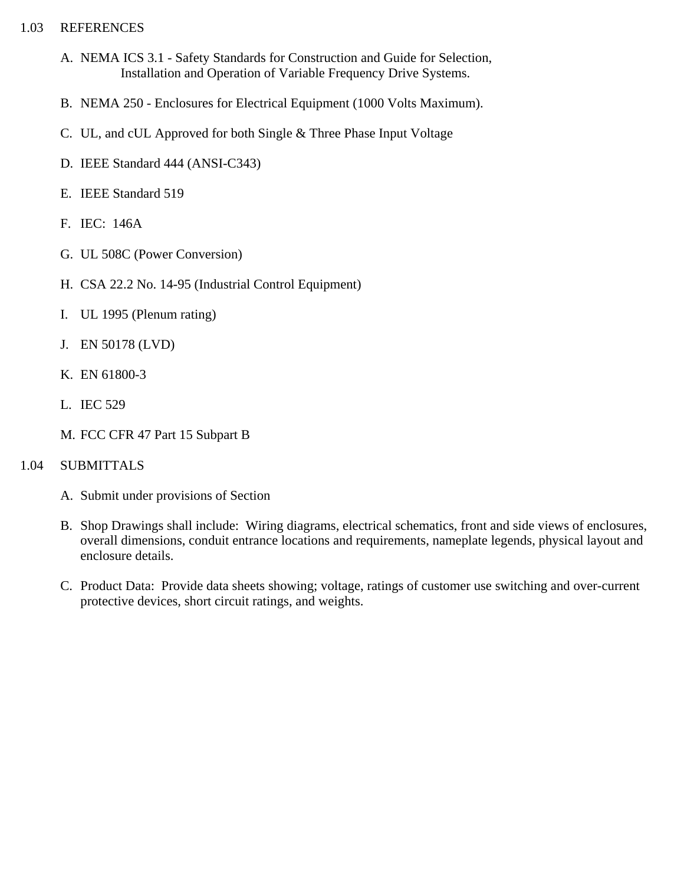## 1.03 REFERENCES

A. NEMA ICS 3.1 - Safety Standards for Construction and Guide for Selection, Installation and Operation of Variable Frequency Drive Systems.

B. NEMA 250 - Enclosures for Electrical Equipment (1000 Volts Maximum).

C. UL, and cUL Approved for both Single & Three Phase Input Voltage

D. IEEE Standard 444 (ANSI-C343)

E. IEEE Standard 519

F. IEC: 146A

G. UL 508C (Power Conversion)

H. CSA 22.2 No. 14-95 (Industrial Control Equipment)

I. UL 1995 (Plenum rating)

J. EN 50178 (LVD)

K. EN 61800-3

L. IEC 529

M. FCC CFR 47 Part 15 Subpart B

## 1.04 SUBMITTALS

A. Submit under provisions of Section

B. Shop Drawings shall include: Wiring diagrams, electrical schematics, front and side views of enclosures, overall dimensions, conduit entrance locations and requirements, nameplate legends, physical layout and enclosure details.

C. Product Data: Provide data sheets showing; voltage, ratings of customer use switching and over-current protective devices, short circuit ratings, and weights.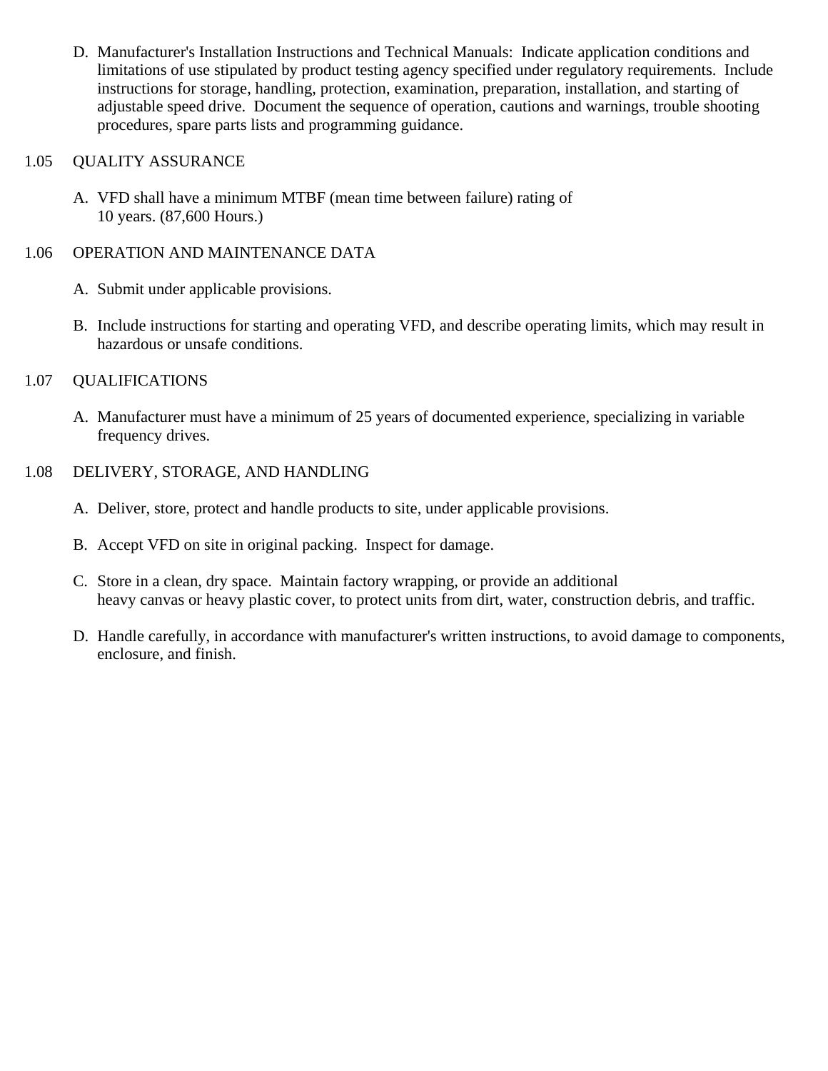D. Manufacturer's Installation Instructions and Technical Manuals: Indicate application conditions and limitations of use stipulated by product testing agency specified under regulatory requirements. Include instructions for storage, handling, protection, examination, preparation, installation, and starting of adjustable speed drive. Document the sequence of operation, cautions and warnings, trouble shooting procedures, spare parts lists and programming guidance.

## 1.05 QUALITY ASSURANCE

A. VFD shall have a minimum MTBF (mean time between failure) rating of 10 years. (87,600 Hours.)

## 1.06 OPERATION AND MAINTENANCE DATA

A. Submit under applicable provisions.

B. Include instructions for starting and operating VFD, and describe operating limits, which may result in hazardous or unsafe conditions.

## 1.07 QUALIFICATIONS

A. Manufacturer must have a minimum of 25 years of documented experience, specializing in variable frequency drives.

## 1.08 DELIVERY, STORAGE, AND HANDLING

A. Deliver, store, protect and handle products to site, under applicable provisions.

B. Accept VFD on site in original packing. Inspect for damage.

C. Store in a clean, dry space. Maintain factory wrapping, or provide an additional heavy canvas or heavy plastic cover, to protect units from dirt, water, construction debris, and traffic.

D. Handle carefully, in accordance with manufacturer's written instructions, to avoid damage to components, enclosure, and finish.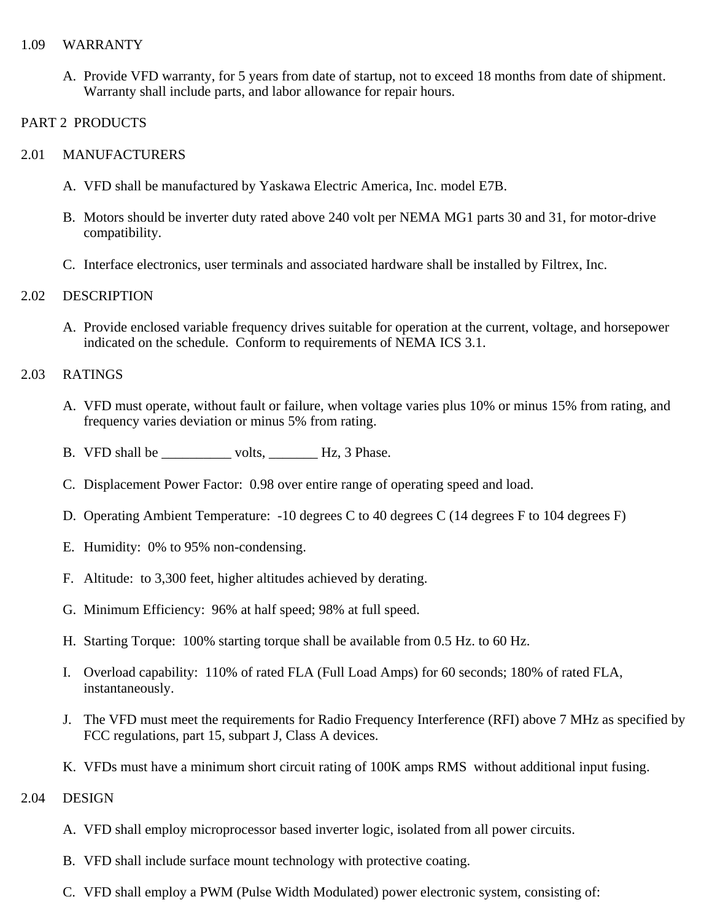## 1.09 WARRANTY

A. Provide VFD warranty, for 5 years from date of startup, not to exceed 18 months from date of shipment. Warranty shall include parts, and labor allowance for repair hours.

# PART 2 PRODUCTS

## 2.01 MANUFACTURERS

A. VFD shall be manufactured by Yaskawa Electric America, Inc. model E7B.

B. Motors should be inverter duty rated above 240 volt per NEMA MG1 parts 30 and 31, for motor-drive compatibility.

C. Interface electronics, user terminals and associated hardware shall be installed by Filtrex, Inc.

## 2.02 DESCRIPTION

A. Provide enclosed variable frequency drives suitable for operation at the current, voltage, and horsepower indicated on the schedule. Conform to requirements of NEMA ICS 3.1.

## 2.03 RATINGS

A. VFD must operate, without fault or failure, when voltage varies plus 10% or minus 15% from rating, and frequency varies deviation or minus 5% from rating.

B. VFD shall be __________ volts, _______ Hz, 3 Phase.

C. Displacement Power Factor: 0.98 over entire range of operating speed and load.

D. Operating Ambient Temperature: -10 degrees C to 40 degrees C (14 degrees F to 104 degrees F)

E. Humidity: 0% to 95% non-condensing.

F. Altitude: to 3,300 feet, higher altitudes achieved by derating.

G. Minimum Efficiency: 96% at half speed; 98% at full speed.

H. Starting Torque: 100% starting torque shall be available from 0.5 Hz. to 60 Hz.

I. Overload capability: 110% of rated FLA (Full Load Amps) for 60 seconds; 180% of rated FLA, instantaneously.

J. The VFD must meet the requirements for Radio Frequency Interference (RFI) above 7 MHz as specified by FCC regulations, part 15, subpart J, Class A devices.

K. VFDs must have a minimum short circuit rating of 100K amps RMS without additional input fusing.

## 2.04 DESIGN

A. VFD shall employ microprocessor based inverter logic, isolated from all power circuits.

B. VFD shall include surface mount technology with protective coating.

C. VFD shall employ a PWM (Pulse Width Modulated) power electronic system, consisting of: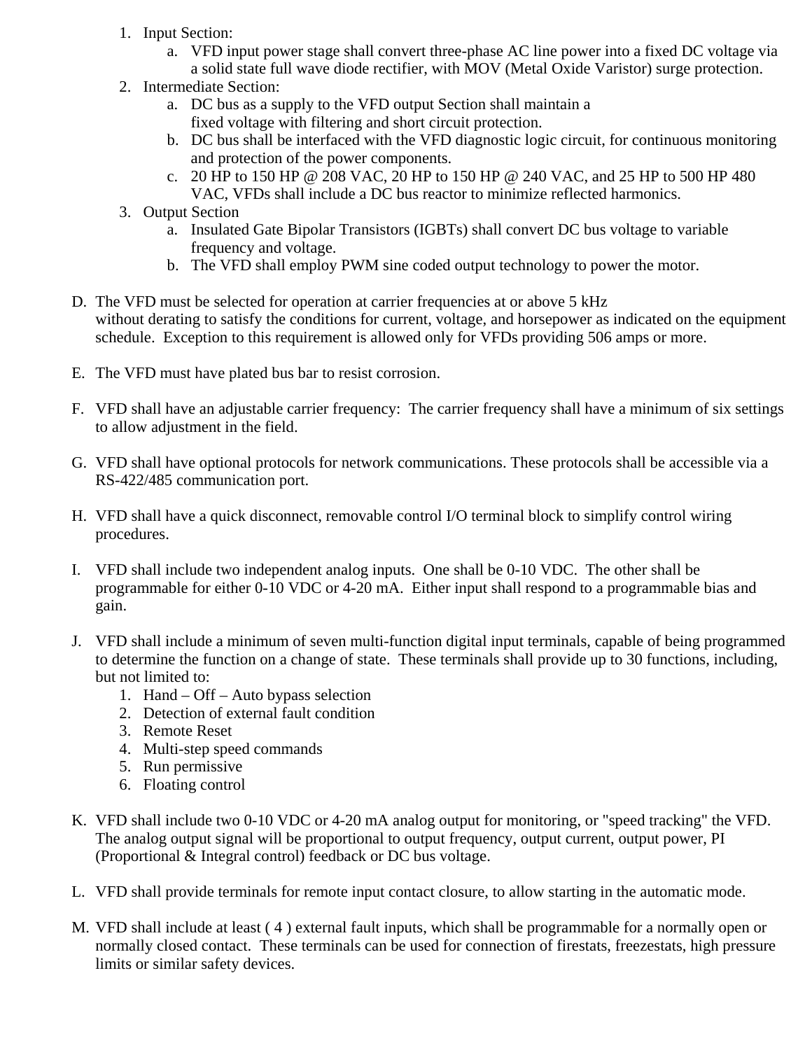1. Input Section:
    a. VFD input power stage shall convert three-phase AC line power into a fixed DC voltage via a solid state full wave diode rectifier, with MOV (Metal Oxide Varistor) surge protection.
2. Intermediate Section:
    a. DC bus as a supply to the VFD output Section shall maintain a fixed voltage with filtering and short circuit protection.
    b. DC bus shall be interfaced with the VFD diagnostic logic circuit, for continuous monitoring and protection of the power components.
    c. 20 HP to 150 HP @ 208 VAC, 20 HP to 150 HP @ 240 VAC, and 25 HP to 500 HP 480 VAC, VFDs shall include a DC bus reactor to minimize reflected harmonics.
3. Output Section
    a. Insulated Gate Bipolar Transistors (IGBTs) shall convert DC bus voltage to variable frequency and voltage.
    b. The VFD shall employ PWM sine coded output technology to power the motor.

D. The VFD must be selected for operation at carrier frequencies at or above 5 kHz without derating to satisfy the conditions for current, voltage, and horsepower as indicated on the equipment schedule. Exception to this requirement is allowed only for VFDs providing 506 amps or more.

E. The VFD must have plated bus bar to resist corrosion.

F. VFD shall have an adjustable carrier frequency: The carrier frequency shall have a minimum of six settings to allow adjustment in the field.

G. VFD shall have optional protocols for network communications. These protocols shall be accessible via a RS-422/485 communication port.

H. VFD shall have a quick disconnect, removable control I/O terminal block to simplify control wiring procedures.

I. VFD shall include two independent analog inputs. One shall be 0-10 VDC. The other shall be programmable for either 0-10 VDC or 4-20 mA. Either input shall respond to a programmable bias and gain.

J. VFD shall include a minimum of seven multi-function digital input terminals, capable of being programmed to determine the function on a change of state. These terminals shall provide up to 30 functions, including, but not limited to:
    1. Hand – Off – Auto bypass selection
    2. Detection of external fault condition
    3. Remote Reset
    4. Multi-step speed commands
    5. Run permissive
    6. Floating control

K. VFD shall include two 0-10 VDC or 4-20 mA analog output for monitoring, or "speed tracking" the VFD. The analog output signal will be proportional to output frequency, output current, output power, PI (Proportional & Integral control) feedback or DC bus voltage.

L. VFD shall provide terminals for remote input contact closure, to allow starting in the automatic mode.

M. VFD shall include at least ( 4 ) external fault inputs, which shall be programmable for a normally open or normally closed contact. These terminals can be used for connection of firestats, freezestats, high pressure limits or similar safety devices.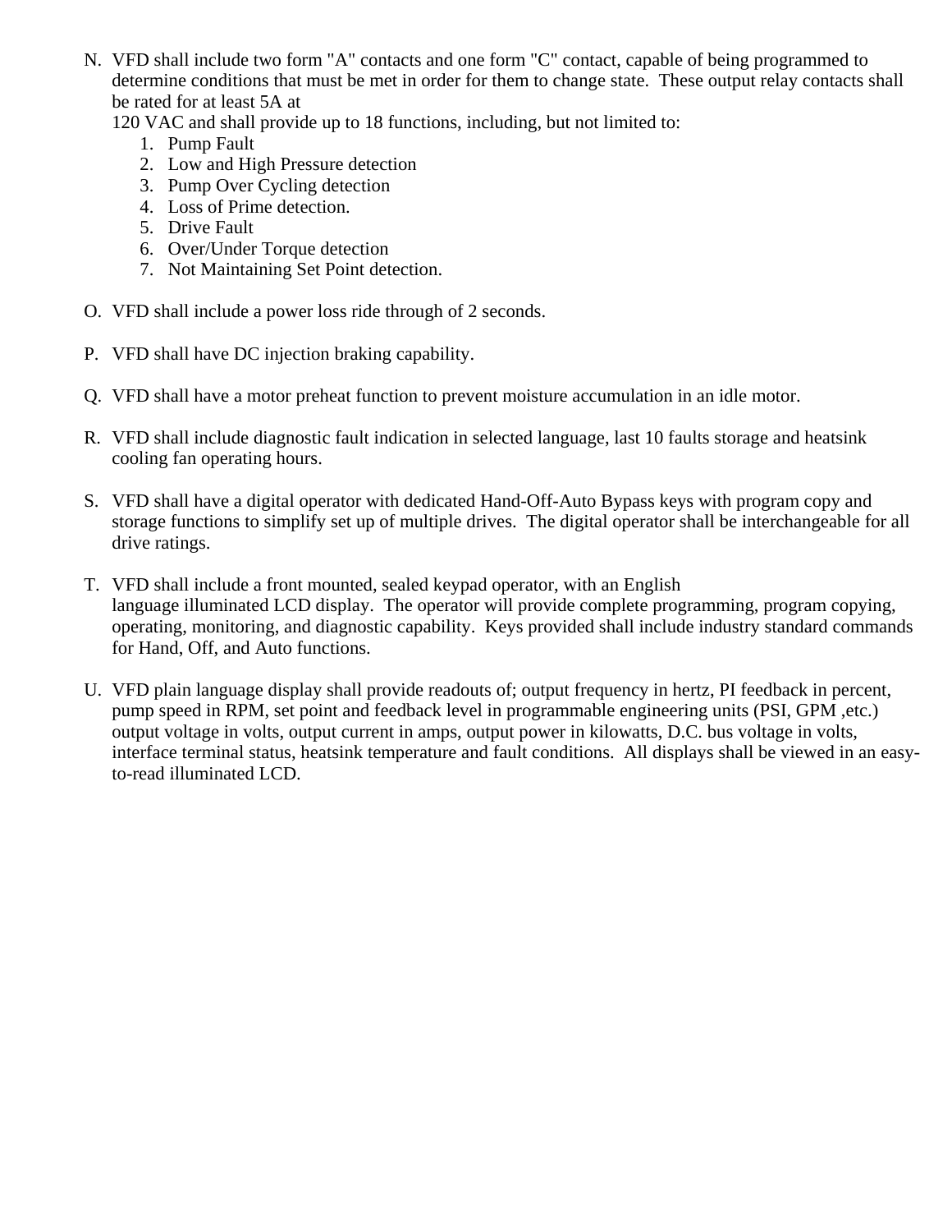N. VFD shall include two form "A" contacts and one form "C" contact, capable of being programmed to determine conditions that must be met in order for them to change state. These output relay contacts shall be rated for at least 5A at
120 VAC and shall provide up to 18 functions, including, but not limited to:
   1. Pump Fault
   2. Low and High Pressure detection
   3. Pump Over Cycling detection
   4. Loss of Prime detection.
   5. Drive Fault
   6. Over/Under Torque detection
   7. Not Maintaining Set Point detection.

O. VFD shall include a power loss ride through of 2 seconds.

P. VFD shall have DC injection braking capability.

Q. VFD shall have a motor preheat function to prevent moisture accumulation in an idle motor.

R. VFD shall include diagnostic fault indication in selected language, last 10 faults storage and heatsink cooling fan operating hours.

S. VFD shall have a digital operator with dedicated Hand-Off-Auto Bypass keys with program copy and storage functions to simplify set up of multiple drives. The digital operator shall be interchangeable for all drive ratings.

T. VFD shall include a front mounted, sealed keypad operator, with an English language illuminated LCD display. The operator will provide complete programming, program copying, operating, monitoring, and diagnostic capability. Keys provided shall include industry standard commands for Hand, Off, and Auto functions.

U. VFD plain language display shall provide readouts of; output frequency in hertz, PI feedback in percent, pump speed in RPM, set point and feedback level in programmable engineering units (PSI, GPM ,etc.) output voltage in volts, output current in amps, output power in kilowatts, D.C. bus voltage in volts, interface terminal status, heatsink temperature and fault conditions. All displays shall be viewed in an easy-to-read illuminated LCD.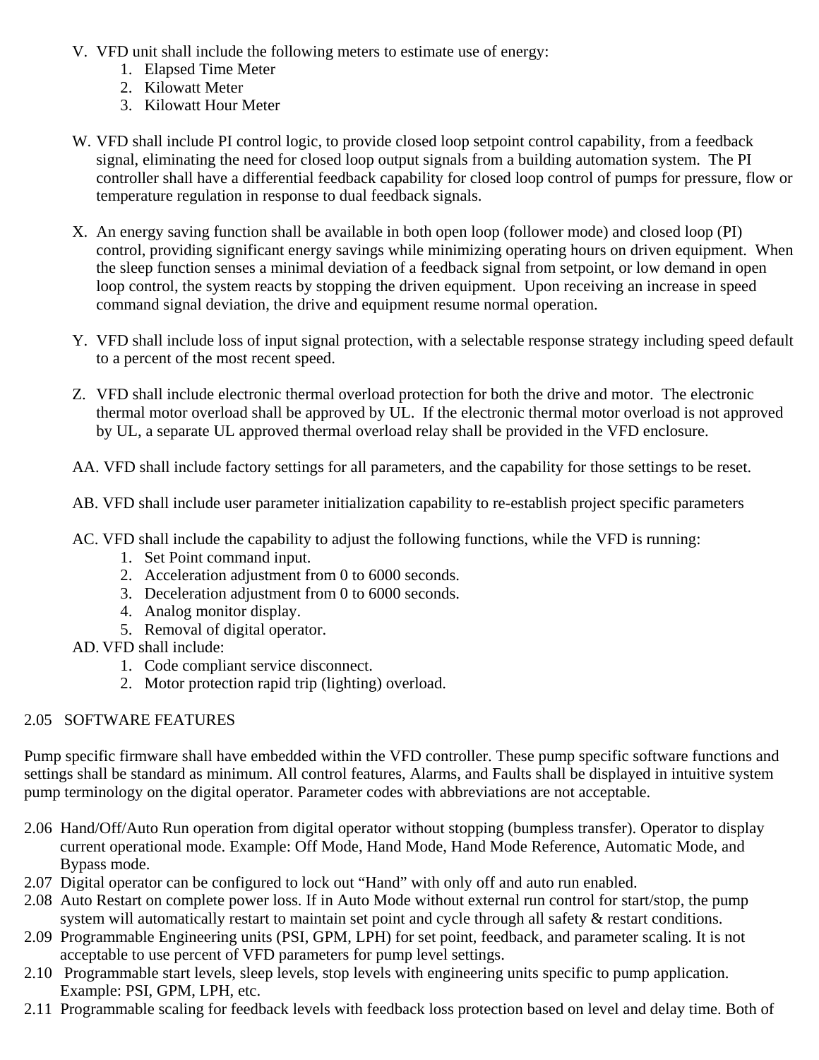V. VFD unit shall include the following meters to estimate use of energy:
   1. Elapsed Time Meter
   2. Kilowatt Meter
   3. Kilowatt Hour Meter

W. VFD shall include PI control logic, to provide closed loop setpoint control capability, from a feedback signal, eliminating the need for closed loop output signals from a building automation system. The PI controller shall have a differential feedback capability for closed loop control of pumps for pressure, flow or temperature regulation in response to dual feedback signals.

X. An energy saving function shall be available in both open loop (follower mode) and closed loop (PI) control, providing significant energy savings while minimizing operating hours on driven equipment. When the sleep function senses a minimal deviation of a feedback signal from setpoint, or low demand in open loop control, the system reacts by stopping the driven equipment. Upon receiving an increase in speed command signal deviation, the drive and equipment resume normal operation.

Y. VFD shall include loss of input signal protection, with a selectable response strategy including speed default to a percent of the most recent speed.

Z. VFD shall include electronic thermal overload protection for both the drive and motor. The electronic thermal motor overload shall be approved by UL. If the electronic thermal motor overload is not approved by UL, a separate UL approved thermal overload relay shall be provided in the VFD enclosure.

AA. VFD shall include factory settings for all parameters, and the capability for those settings to be reset.

AB. VFD shall include user parameter initialization capability to re-establish project specific parameters

AC. VFD shall include the capability to adjust the following functions, while the VFD is running:
   1. Set Point command input.
   2. Acceleration adjustment from 0 to 6000 seconds.
   3. Deceleration adjustment from 0 to 6000 seconds.
   4. Analog monitor display.
   5. Removal of digital operator.

AD. VFD shall include:
   1. Code compliant service disconnect.
   2. Motor protection rapid trip (lighting) overload.

## 2.05 SOFTWARE FEATURES

Pump specific firmware shall have embedded within the VFD controller. These pump specific software functions and settings shall be standard as minimum. All control features, Alarms, and Faults shall be displayed in intuitive system pump terminology on the digital operator. Parameter codes with abbreviations are not acceptable.

2.06 Hand/Off/Auto Run operation from digital operator without stopping (bumpless transfer). Operator to display current operational mode. Example: Off Mode, Hand Mode, Hand Mode Reference, Automatic Mode, and Bypass mode.

2.07 Digital operator can be configured to lock out “Hand” with only off and auto run enabled.

2.08 Auto Restart on complete power loss. If in Auto Mode without external run control for start/stop, the pump system will automatically restart to maintain set point and cycle through all safety & restart conditions.

2.09 Programmable Engineering units (PSI, GPM, LPH) for set point, feedback, and parameter scaling. It is not acceptable to use percent of VFD parameters for pump level settings.

2.10 Programmable start levels, sleep levels, stop levels with engineering units specific to pump application. Example: PSI, GPM, LPH, etc.

2.11 Programmable scaling for feedback levels with feedback loss protection based on level and delay time. Both of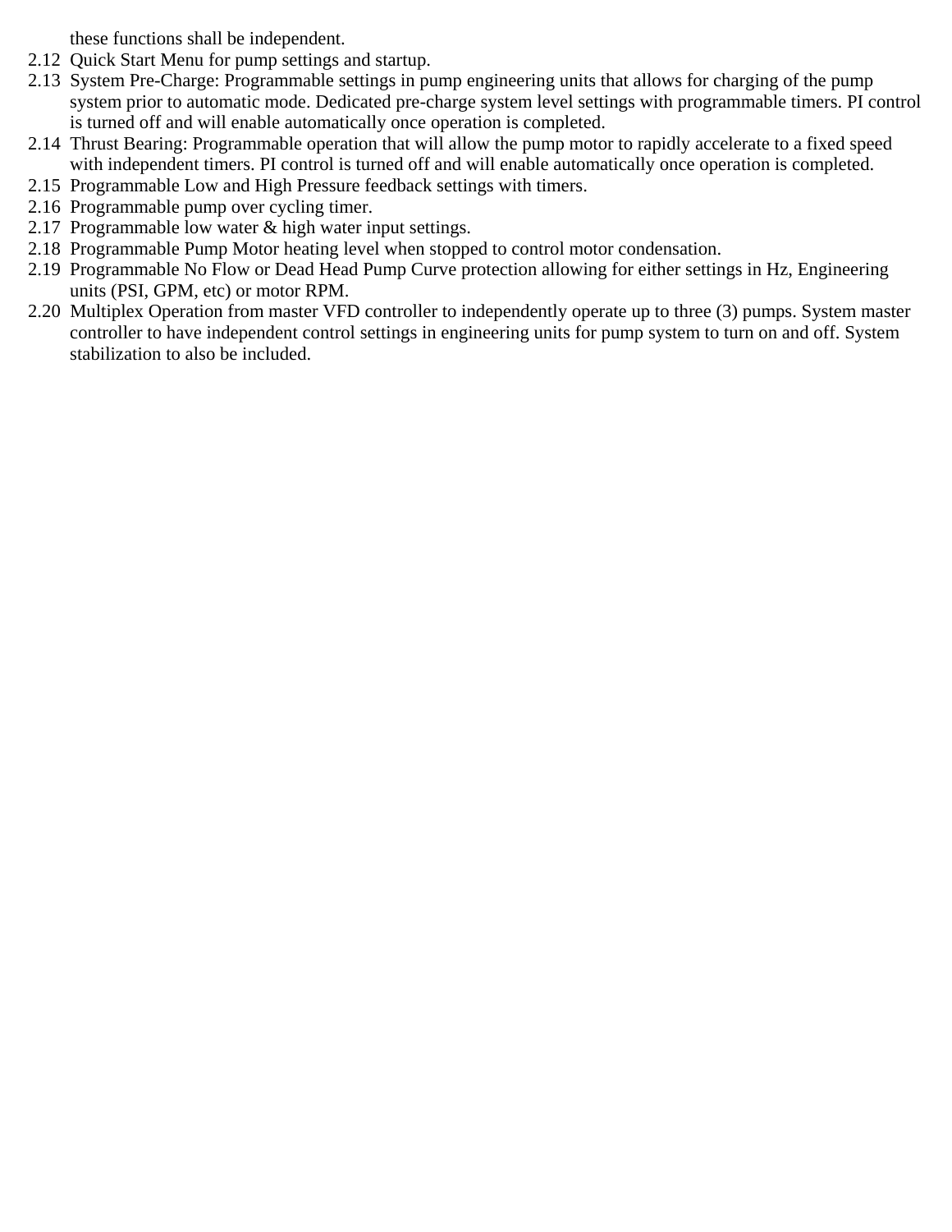these functions shall be independent.

2.12 Quick Start Menu for pump settings and startup.

2.13 System Pre-Charge: Programmable settings in pump engineering units that allows for charging of the pump system prior to automatic mode. Dedicated pre-charge system level settings with programmable timers. PI control is turned off and will enable automatically once operation is completed.

2.14 Thrust Bearing: Programmable operation that will allow the pump motor to rapidly accelerate to a fixed speed with independent timers. PI control is turned off and will enable automatically once operation is completed.

2.15 Programmable Low and High Pressure feedback settings with timers.

2.16 Programmable pump over cycling timer.

2.17 Programmable low water & high water input settings.

2.18 Programmable Pump Motor heating level when stopped to control motor condensation.

2.19 Programmable No Flow or Dead Head Pump Curve protection allowing for either settings in Hz, Engineering units (PSI, GPM, etc) or motor RPM.

2.20 Multiplex Operation from master VFD controller to independently operate up to three (3) pumps. System master controller to have independent control settings in engineering units for pump system to turn on and off. System stabilization to also be included.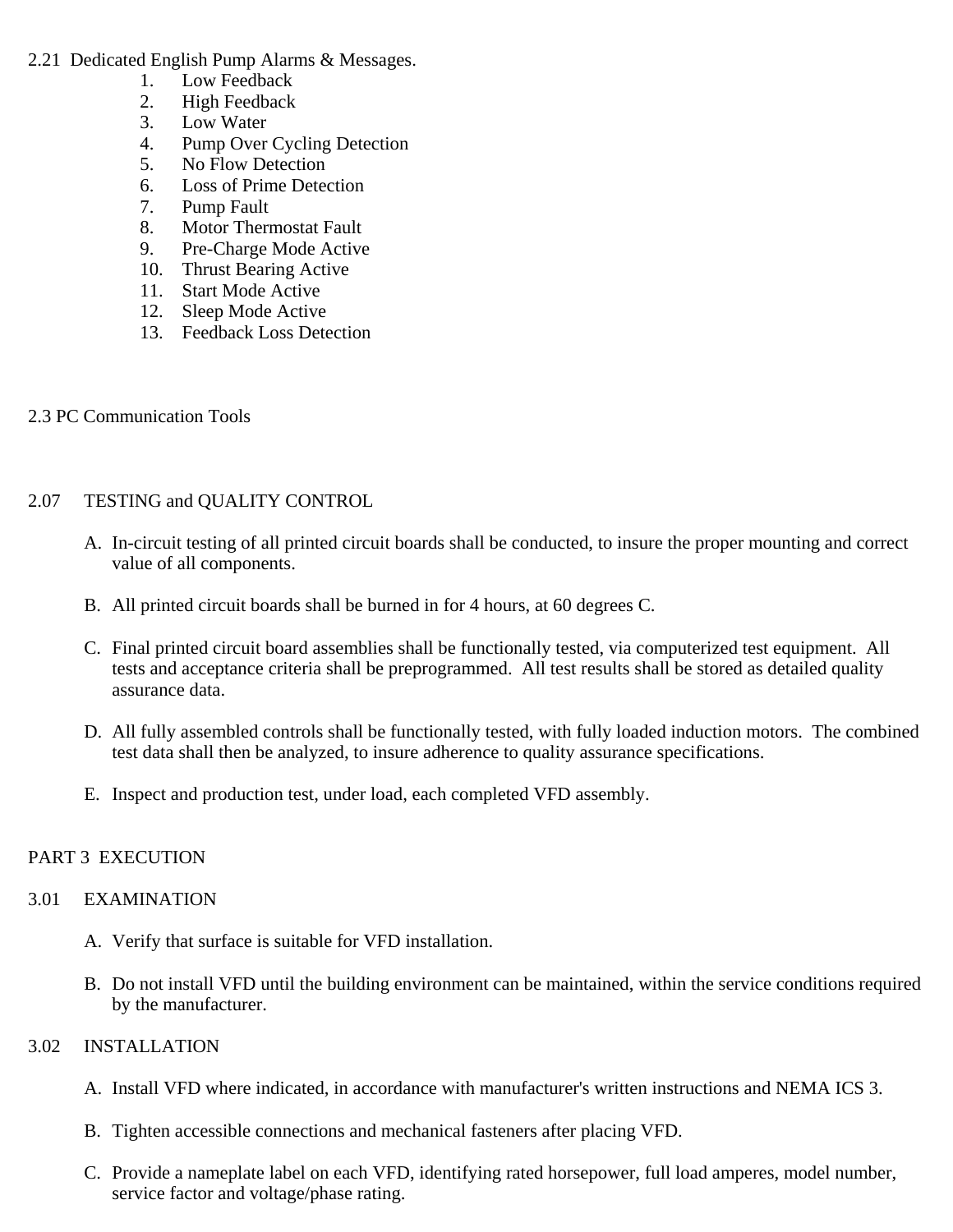2.21 Dedicated English Pump Alarms & Messages.

1. Low Feedback
2. High Feedback
3. Low Water
4. Pump Over Cycling Detection
5. No Flow Detection
6. Loss of Prime Detection
7. Pump Fault
8. Motor Thermostat Fault
9. Pre-Charge Mode Active
10. Thrust Bearing Active
11. Start Mode Active
12. Sleep Mode Active
13. Feedback Loss Detection

2.3 PC Communication Tools

2.07 TESTING and QUALITY CONTROL

A. In-circuit testing of all printed circuit boards shall be conducted, to insure the proper mounting and correct value of all components.

B. All printed circuit boards shall be burned in for 4 hours, at 60 degrees C.

C. Final printed circuit board assemblies shall be functionally tested, via computerized test equipment. All tests and acceptance criteria shall be preprogrammed. All test results shall be stored as detailed quality assurance data.

D. All fully assembled controls shall be functionally tested, with fully loaded induction motors. The combined test data shall then be analyzed, to insure adherence to quality assurance specifications.

E. Inspect and production test, under load, each completed VFD assembly.

## PART 3 EXECUTION

3.01 EXAMINATION

A. Verify that surface is suitable for VFD installation.

B. Do not install VFD until the building environment can be maintained, within the service conditions required by the manufacturer.

3.02 INSTALLATION

A. Install VFD where indicated, in accordance with manufacturer's written instructions and NEMA ICS 3.

B. Tighten accessible connections and mechanical fasteners after placing VFD.

C. Provide a nameplate label on each VFD, identifying rated horsepower, full load amperes, model number, service factor and voltage/phase rating.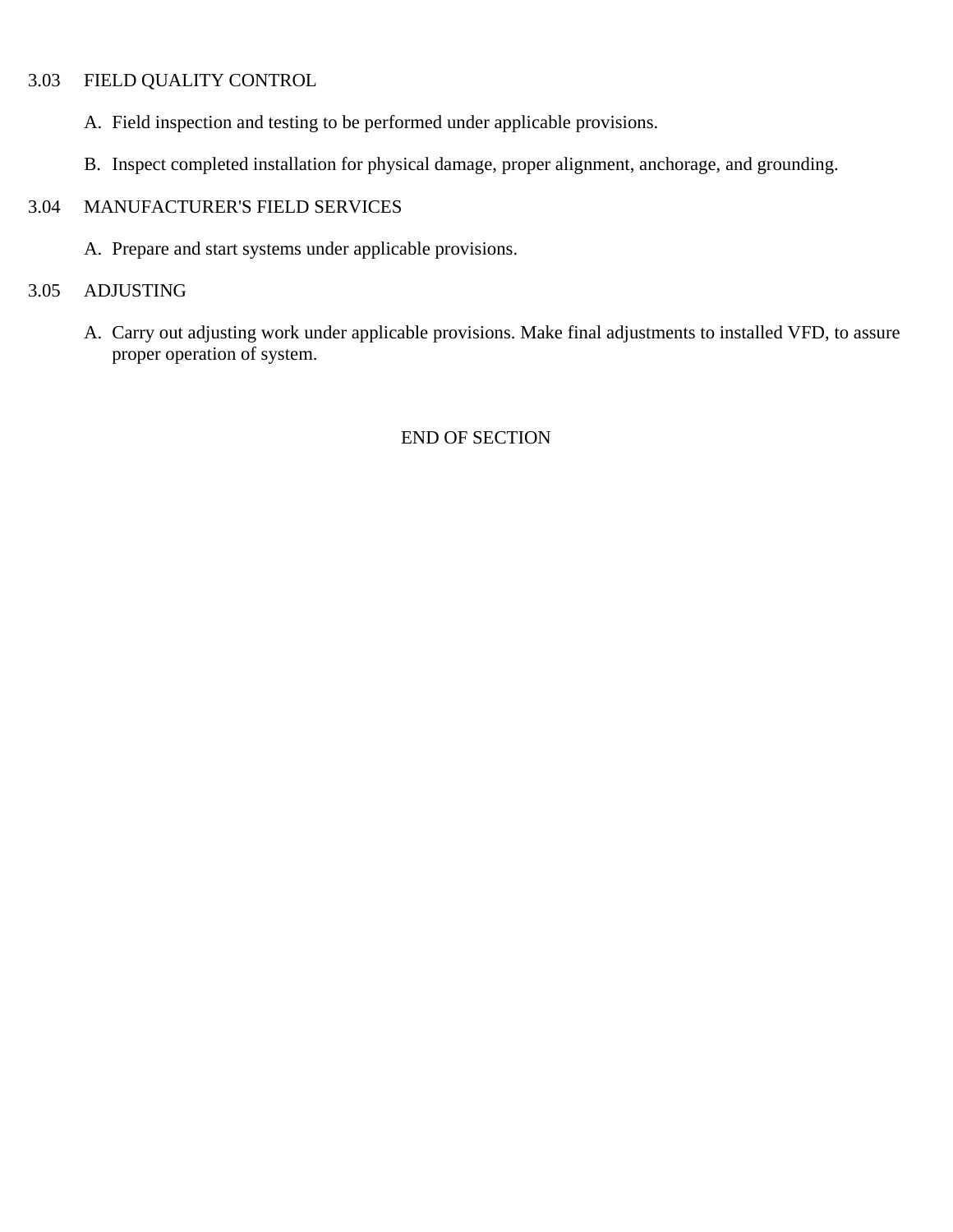### 3.03 FIELD QUALITY CONTROL

A. Field inspection and testing to be performed under applicable provisions.

B. Inspect completed installation for physical damage, proper alignment, anchorage, and grounding.

### 3.04 MANUFACTURER'S FIELD SERVICES

A. Prepare and start systems under applicable provisions.

### 3.05 ADJUSTING

A. Carry out adjusting work under applicable provisions. Make final adjustments to installed VFD, to assure proper operation of system.

END OF SECTION